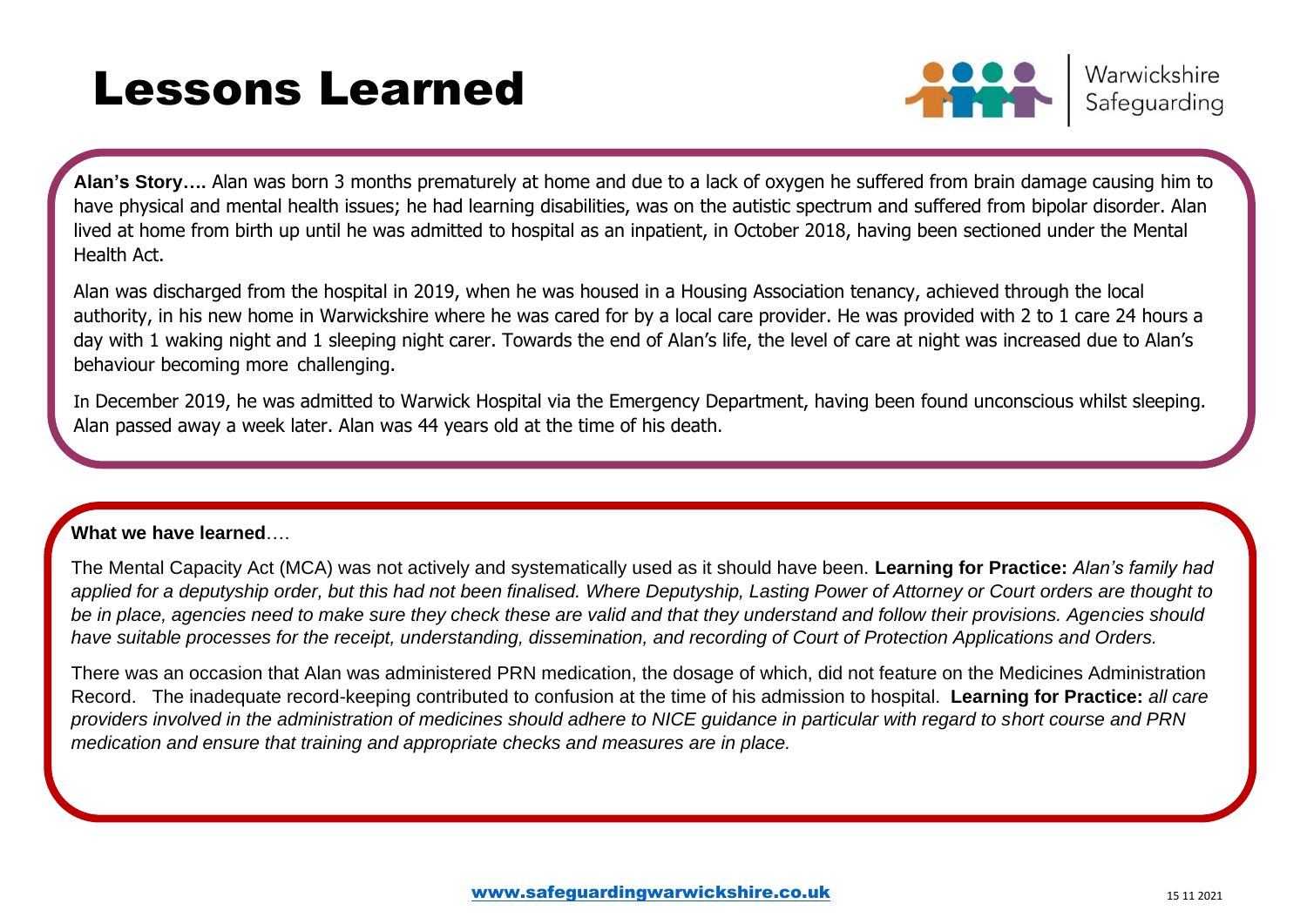# Lessons Learned

Warwickshire Safeguarding

**Alan's Story….** Alan was born 3 months prematurely at home and due to a lack of oxygen he suffered from brain damage causing him to have physical and mental health issues; he had learning disabilities, was on the autistic spectrum and suffered from bipolar disorder. Alan lived at home from birth up until he was admitted to hospital as an inpatient, in October 2018, having been sectioned under the Mental Health Act.

Alan was discharged from the hospital in 2019, when he was housed in a Housing Association tenancy, achieved through the local authority, in his new home in Warwickshire where he was cared for by a local care provider. He was provided with 2 to 1 care 24 hours a day with 1 waking night and 1 sleeping night carer. Towards the end of Alan's life, the level of care at night was increased due to Alan's behaviour becoming more challenging.

In December 2019, he was admitted to Warwick Hospital via the Emergency Department, having been found unconscious whilst sleeping. Alan passed away a week later. Alan was 44 years old at the time of his death.

**What we have learned**….

The Mental Capacity Act (MCA) was not actively and systematically used as it should have been. **Learning for Practice:** *Alan's family had applied for a deputyship order, but this had not been finalised. Where Deputyship, Lasting Power of Attorney or Court orders are thought to be in place, agencies need to make sure they check these are valid and that they understand and follow their provisions. Agencies should have suitable processes for the receipt, understanding, dissemination, and recording of Court of Protection Applications and Orders.*

There was an occasion that Alan was administered PRN medication, the dosage of which, did not feature on the Medicines Administration Record. The inadequate record-keeping contributed to confusion at the time of his admission to hospital. **Learning for Practice:** *all care providers involved in the administration of medicines should adhere to NICE guidance in particular with regard to short course and PRN medication and ensure that training and appropriate checks and measures are in place.*

www.safeguardingwarwickshire.co.uk

15 11 2021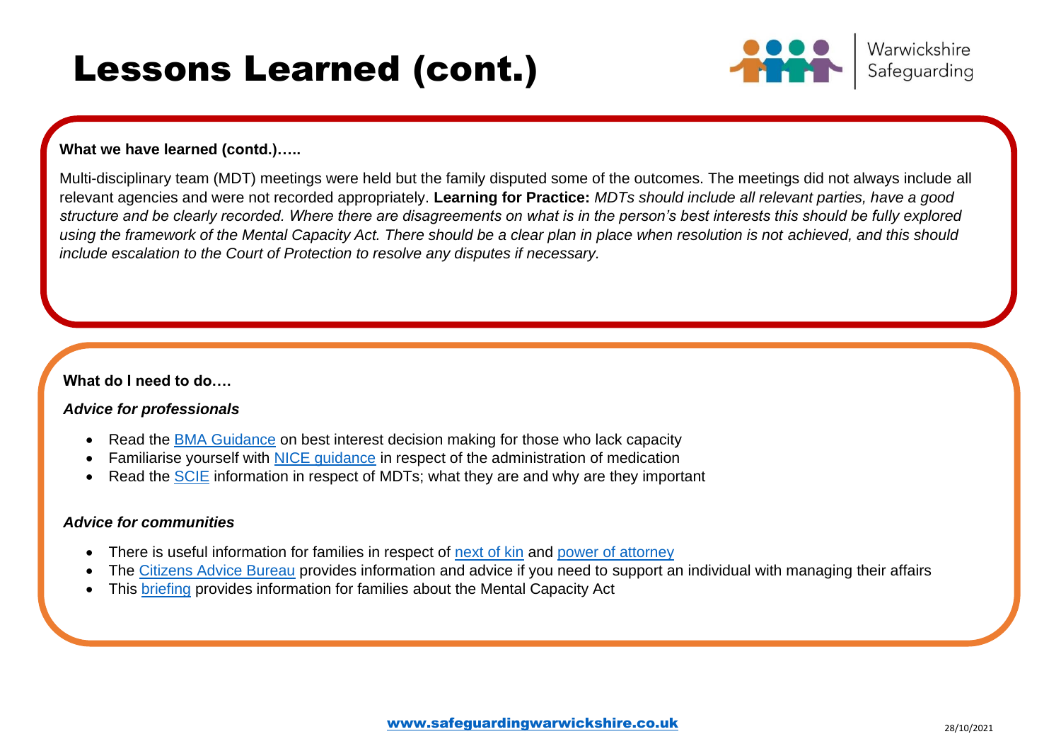# Lessons Learned (cont.)

**What we have learned (contd.)…..**

Multi-disciplinary team (MDT) meetings were held but the family disputed some of the outcomes. The meetings did not always include all relevant agencies and were not recorded appropriately. **Learning for Practice:** *MDTs should include all relevant parties, have a good structure and be clearly recorded. Where there are disagreements on what is in the person's best interests this should be fully explored using the framework of the Mental Capacity Act. There should be a clear plan in place when resolution is not achieved, and this should include escalation to the Court of Protection to resolve any disputes if necessary.*

**What do I need to do….**

***Advice for professionals***

- Read the BMA Guidance on best interest decision making for those who lack capacity
- Familiarise yourself with NICE guidance in respect of the administration of medication
- Read the SCIE information in respect of MDTs; what they are and why are they important

***Advice for communities***

- There is useful information for families in respect of next of kin and power of attorney
- The Citizens Advice Bureau provides information and advice if you need to support an individual with managing their affairs
- This briefing provides information for families about the Mental Capacity Act

www.safeguardingwarwickshire.co.uk

28/10/2021